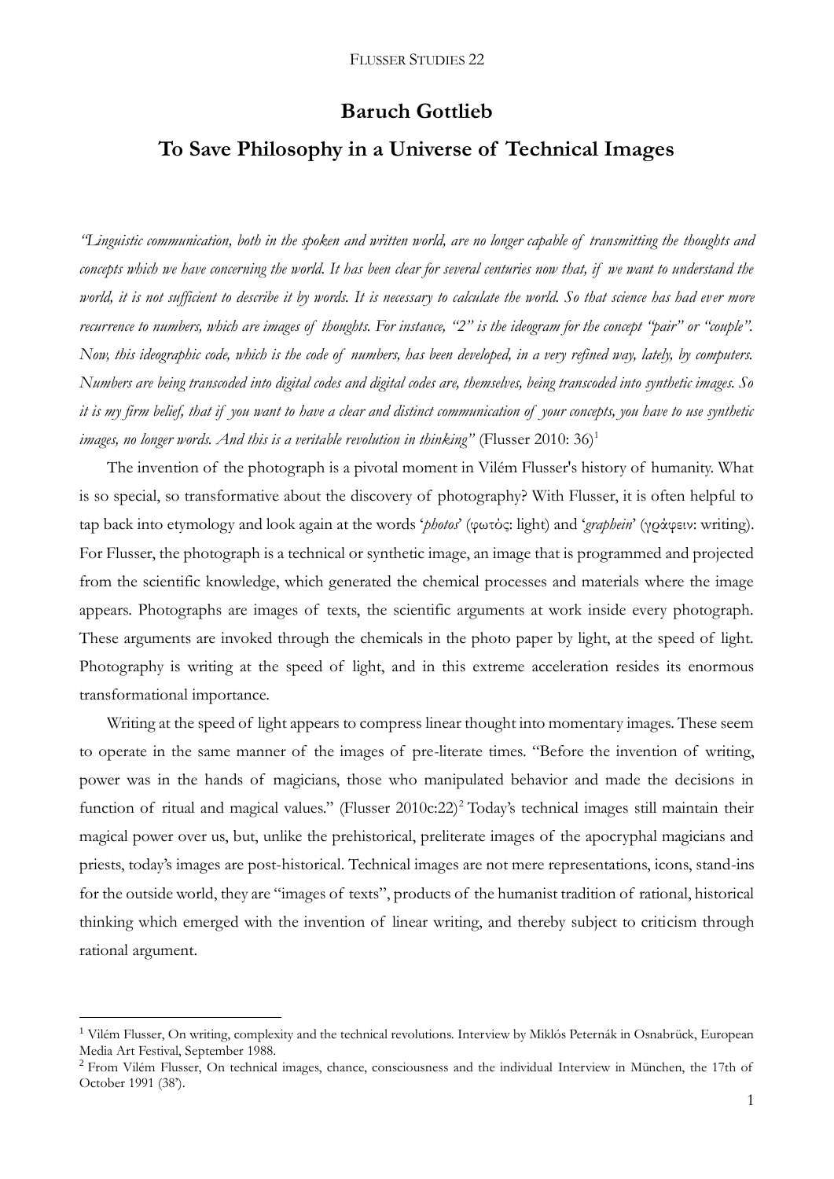# Baruch Gottlieb

## To Save Philosophy in a Universe of Technical Images

*"Linguistic communication, both in the spoken and written world, are no longer capable of transmitting the thoughts and concepts which we have concerning the world. It has been clear for several centuries now that, if we want to understand the world, it is not sufficient to describe it by words. It is necessary to calculate the world. So that science has had ever more recurrence to numbers, which are images of thoughts. For instance, "2" is the ideogram for the concept "pair" or "couple". Now, this ideographic code, which is the code of numbers, has been developed, in a very refined way, lately, by computers. Numbers are being transcoded into digital codes and digital codes are, themselves, being transcoded into synthetic images. So it is my firm belief, that if you want to have a clear and distinct communication of your concepts, you have to use synthetic images, no longer words. And this is a veritable revolution in thinking"* (Flusser 2010: 36)[1]

The invention of the photograph is a pivotal moment in Vilém Flusser's history of humanity. What is so special, so transformative about the discovery of photography? With Flusser, it is often helpful to tap back into etymology and look again at the words '*photos*' (φωτὸς: light) and '*graphein*' (γράφειν: writing). For Flusser, the photograph is a technical or synthetic image, an image that is programmed and projected from the scientific knowledge, which generated the chemical processes and materials where the image appears. Photographs are images of texts, the scientific arguments at work inside every photograph. These arguments are invoked through the chemicals in the photo paper by light, at the speed of light. Photography is writing at the speed of light, and in this extreme acceleration resides its enormous transformational importance.

Writing at the speed of light appears to compress linear thought into momentary images. These seem to operate in the same manner of the images of pre-literate times. "Before the invention of writing, power was in the hands of magicians, those who manipulated behavior and made the decisions in function of ritual and magical values." (Flusser 2010c:22)[2] Today's technical images still maintain their magical power over us, but, unlike the prehistorical, preliterate images of the apocryphal magicians and priests, today's images are post-historical. Technical images are not mere representations, icons, stand-ins for the outside world, they are "images of texts", products of the humanist tradition of rational, historical thinking which emerged with the invention of linear writing, and thereby subject to criticism through rational argument.

---

[1] Vilém Flusser, On writing, complexity and the technical revolutions. Interview by Miklós Peternák in Osnabrück, European Media Art Festival, September 1988.

[2] From Vilém Flusser, On technical images, chance, consciousness and the individual Interview in München, the 17th of October 1991 (38').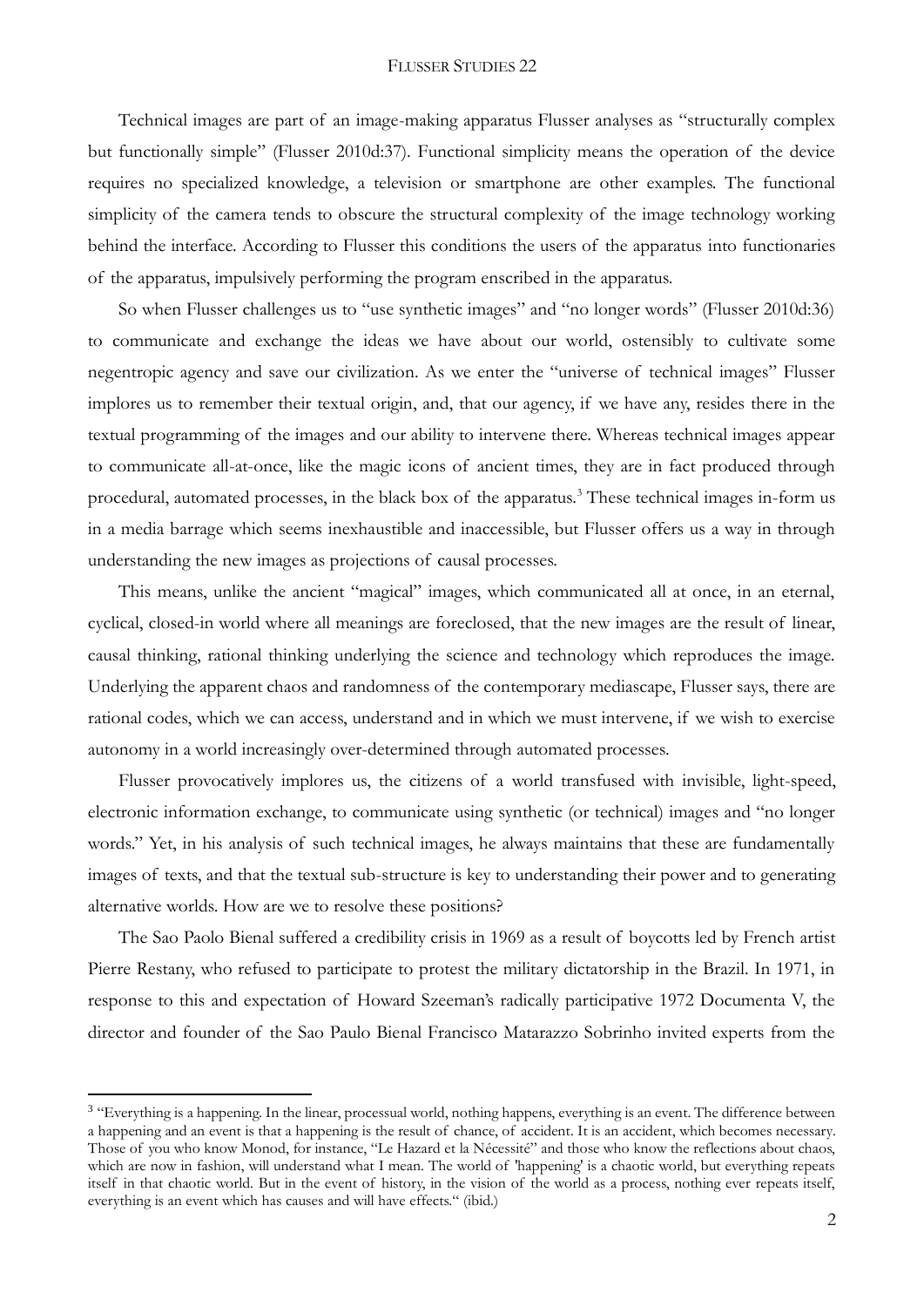Technical images are part of an image-making apparatus Flusser analyses as "structurally complex but functionally simple" (Flusser 2010d:37). Functional simplicity means the operation of the device requires no specialized knowledge, a television or smartphone are other examples. The functional simplicity of the camera tends to obscure the structural complexity of the image technology working behind the interface. According to Flusser this conditions the users of the apparatus into functionaries of the apparatus, impulsively performing the program enscribed in the apparatus.

So when Flusser challenges us to "use synthetic images" and "no longer words" (Flusser 2010d:36) to communicate and exchange the ideas we have about our world, ostensibly to cultivate some negentropic agency and save our civilization. As we enter the "universe of technical images" Flusser implores us to remember their textual origin, and, that our agency, if we have any, resides there in the textual programming of the images and our ability to intervene there. Whereas technical images appear to communicate all-at-once, like the magic icons of ancient times, they are in fact produced through procedural, automated processes, in the black box of the apparatus.[3] These technical images in-form us in a media barrage which seems inexhaustible and inaccessible, but Flusser offers us a way in through understanding the new images as projections of causal processes.

This means, unlike the ancient "magical" images, which communicated all at once, in an eternal, cyclical, closed-in world where all meanings are foreclosed, that the new images are the result of linear, causal thinking, rational thinking underlying the science and technology which reproduces the image. Underlying the apparent chaos and randomness of the contemporary mediascape, Flusser says, there are rational codes, which we can access, understand and in which we must intervene, if we wish to exercise autonomy in a world increasingly over-determined through automated processes.

Flusser provocatively implores us, the citizens of a world transfused with invisible, light-speed, electronic information exchange, to communicate using synthetic (or technical) images and "no longer words." Yet, in his analysis of such technical images, he always maintains that these are fundamentally images of texts, and that the textual sub-structure is key to understanding their power and to generating alternative worlds. How are we to resolve these positions?

The Sao Paolo Bienal suffered a credibility crisis in 1969 as a result of boycotts led by French artist Pierre Restany, who refused to participate to protest the military dictatorship in the Brazil. In 1971, in response to this and expectation of Howard Szeeman's radically participative 1972 Documenta V, the director and founder of the Sao Paulo Bienal Francisco Matarazzo Sobrinho invited experts from the

---

[3] "Everything is a happening. In the linear, processual world, nothing happens, everything is an event. The difference between a happening and an event is that a happening is the result of chance, of accident. It is an accident, which becomes necessary. Those of you who know Monod, for instance, "Le Hazard et la Nécessité" and those who know the reflections about chaos, which are now in fashion, will understand what I mean. The world of 'happening' is a chaotic world, but everything repeats itself in that chaotic world. But in the event of history, in the vision of the world as a process, nothing ever repeats itself, everything is an event which has causes and will have effects." (ibid.)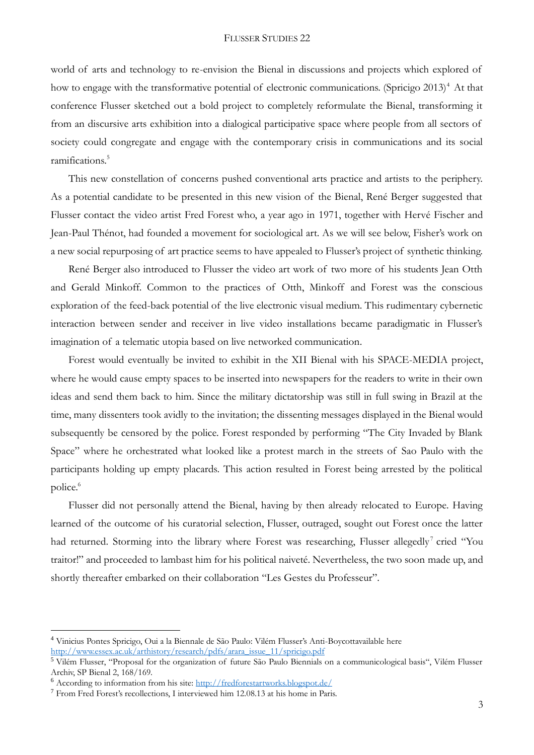world of arts and technology to re-envision the Bienal in discussions and projects which explored of how to engage with the transformative potential of electronic communications. (Spricigo 2013)[4] At that conference Flusser sketched out a bold project to completely reformulate the Bienal, transforming it from an discursive arts exhibition into a dialogical participative space where people from all sectors of society could congregate and engage with the contemporary crisis in communications and its social ramifications.[5]

This new constellation of concerns pushed conventional arts practice and artists to the periphery. As a potential candidate to be presented in this new vision of the Bienal, René Berger suggested that Flusser contact the video artist Fred Forest who, a year ago in 1971, together with Hervé Fischer and Jean-Paul Thénot, had founded a movement for sociological art. As we will see below, Fisher's work on a new social repurposing of art practice seems to have appealed to Flusser's project of synthetic thinking.

René Berger also introduced to Flusser the video art work of two more of his students Jean Otth and Gerald Minkoff. Common to the practices of Otth, Minkoff and Forest was the conscious exploration of the feed-back potential of the live electronic visual medium. This rudimentary cybernetic interaction between sender and receiver in live video installations became paradigmatic in Flusser's imagination of a telematic utopia based on live networked communication.

Forest would eventually be invited to exhibit in the XII Bienal with his SPACE-MEDIA project, where he would cause empty spaces to be inserted into newspapers for the readers to write in their own ideas and send them back to him. Since the military dictatorship was still in full swing in Brazil at the time, many dissenters took avidly to the invitation; the dissenting messages displayed in the Bienal would subsequently be censored by the police. Forest responded by performing "The City Invaded by Blank Space" where he orchestrated what looked like a protest march in the streets of Sao Paulo with the participants holding up empty placards. This action resulted in Forest being arrested by the political police.[6]

Flusser did not personally attend the Bienal, having by then already relocated to Europe. Having learned of the outcome of his curatorial selection, Flusser, outraged, sought out Forest once the latter had returned. Storming into the library where Forest was researching, Flusser allegedly[7] cried "You traitor!" and proceeded to lambast him for his political naiveté. Nevertheless, the two soon made up, and shortly thereafter embarked on their collaboration "Les Gestes du Professeur".

---

[4] Vinicius Pontes Spricigo, Oui a la Biennale de São Paulo: Vilém Flusser's Anti-Boycottavailable here http://www.essex.ac.uk/arthistory/research/pdfs/arara_issue_11/spricigo.pdf

[5] Vilém Flusser, "Proposal for the organization of future São Paulo Biennials on a communicological basis", Vilém Flusser Archiv, SP Bienal 2, 168/169.

[6] According to information from his site: http://fredforestartworks.blogspot.de/

[7] From Fred Forest's recollections, I interviewed him 12.08.13 at his home in Paris.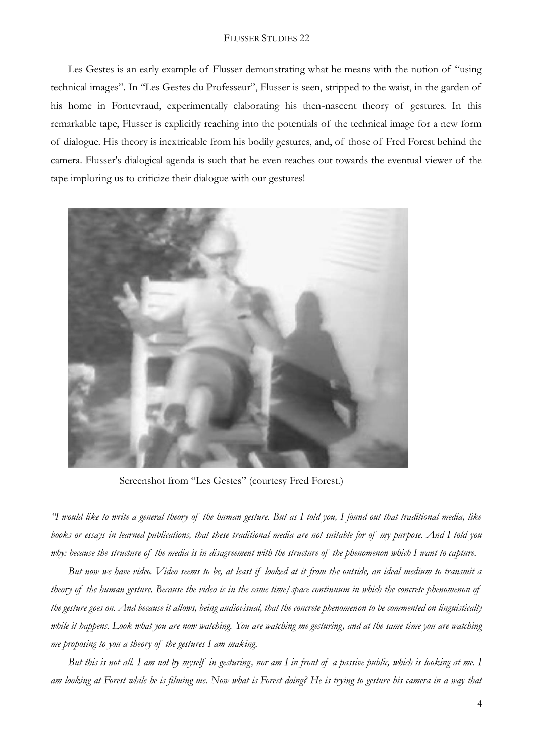Les Gestes is an early example of Flusser demonstrating what he means with the notion of "using technical images". In "Les Gestes du Professeur", Flusser is seen, stripped to the waist, in the garden of his home in Fontevraud, experimentally elaborating his then-nascent theory of gestures. In this remarkable tape, Flusser is explicitly reaching into the potentials of the technical image for a new form of dialogue. His theory is inextricable from his bodily gestures, and, of those of Fred Forest behind the camera. Flusser's dialogical agenda is such that he even reaches out towards the eventual viewer of the tape imploring us to criticize their dialogue with our gestures!

Screenshot from "Les Gestes" (courtesy Fred Forest.)

*"I would like to write a general theory of the human gesture. But as I told you, I found out that traditional media, like books or essays in learned publications, that these traditional media are not suitable for of my purpose. And I told you why: because the structure of the media is in disagreement with the structure of the phenomenon which I want to capture.*

*But now we have video. Video seems to be, at least if looked at it from the outside, an ideal medium to transmit a theory of the human gesture. Because the video is in the same time/space continuum in which the concrete phenomenon of the gesture goes on. And because it allows, being audiovisual, that the concrete phenomenon to be commented on linguistically while it happens. Look what you are now watching. You are watching me gesturing, and at the same time you are watching me proposing to you a theory of the gestures I am making.*

*But this is not all. I am not by myself in gesturing, nor am I in front of a passive public, which is looking at me. I am looking at Forest while he is filming me. Now what is Forest doing? He is trying to gesture his camera in a way that*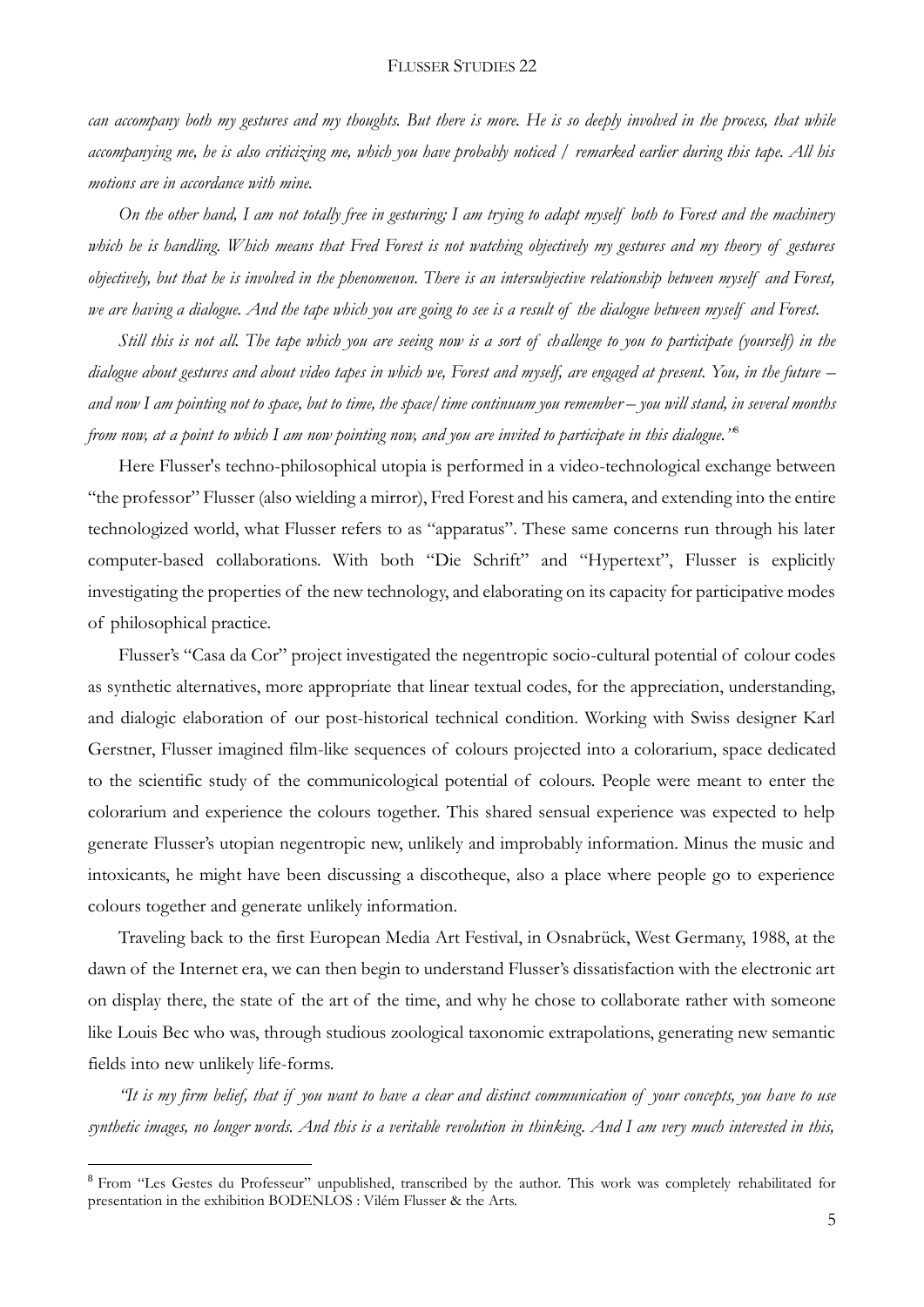*can accompany both my gestures and my thoughts. But there is more. He is so deeply involved in the process, that while accompanying me, he is also criticizing me, which you have probably noticed / remarked earlier during this tape. All his motions are in accordance with mine.*

*On the other hand, I am not totally free in gesturing; I am trying to adapt myself both to Forest and the machinery which he is handling. Which means that Fred Forest is not watching objectively my gestures and my theory of gestures objectively, but that he is involved in the phenomenon. There is an intersubjective relationship between myself and Forest, we are having a dialogue. And the tape which you are going to see is a result of the dialogue between myself and Forest.*

*Still this is not all. The tape which you are seeing now is a sort of challenge to you to participate (yourself) in the dialogue about gestures and about video tapes in which we, Forest and myself, are engaged at present. You, in the future – and now I am pointing not to space, but to time, the space/time continuum you remember – you will stand, in several months from now, at a point to which I am now pointing now, and you are invited to participate in this dialogue."*[8]

Here Flusser's techno-philosophical utopia is performed in a video-technological exchange between "the professor" Flusser (also wielding a mirror), Fred Forest and his camera, and extending into the entire technologized world, what Flusser refers to as "apparatus". These same concerns run through his later computer-based collaborations. With both "Die Schrift" and "Hypertext", Flusser is explicitly investigating the properties of the new technology, and elaborating on its capacity for participative modes of philosophical practice.

Flusser's "Casa da Cor" project investigated the negentropic socio-cultural potential of colour codes as synthetic alternatives, more appropriate that linear textual codes, for the appreciation, understanding, and dialogic elaboration of our post-historical technical condition. Working with Swiss designer Karl Gerstner, Flusser imagined film-like sequences of colours projected into a colorarium, space dedicated to the scientific study of the communicological potential of colours. People were meant to enter the colorarium and experience the colours together. This shared sensual experience was expected to help generate Flusser's utopian negentropic new, unlikely and improbably information. Minus the music and intoxicants, he might have been discussing a discotheque, also a place where people go to experience colours together and generate unlikely information.

Traveling back to the first European Media Art Festival, in Osnabrück, West Germany, 1988, at the dawn of the Internet era, we can then begin to understand Flusser's dissatisfaction with the electronic art on display there, the state of the art of the time, and why he chose to collaborate rather with someone like Louis Bec who was, through studious zoological taxonomic extrapolations, generating new semantic fields into new unlikely life-forms.

*"It is my firm belief, that if you want to have a clear and distinct communication of your concepts, you have to use synthetic images, no longer words. And this is a veritable revolution in thinking. And I am very much interested in this,*

---

[8] From "Les Gestes du Professeur" unpublished, transcribed by the author. This work was completely rehabilitated for presentation in the exhibition BODENLOS : Vilém Flusser & the Arts.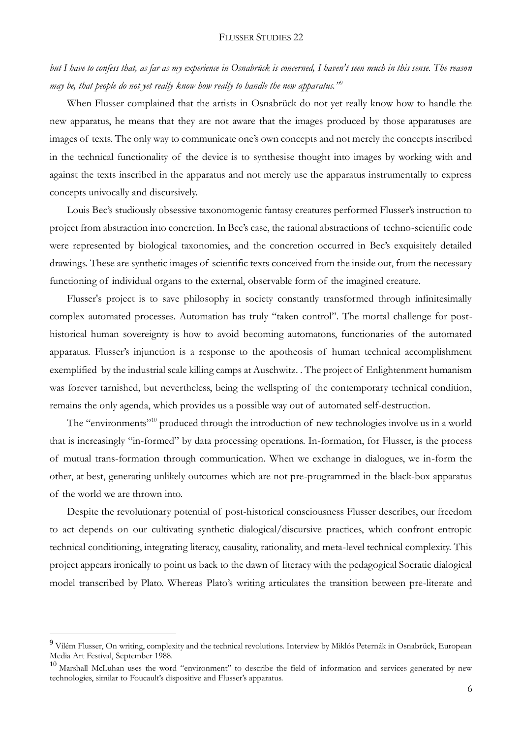*but I have to confess that, as far as my experience in Osnabrück is concerned, I haven't seen much in this sense. The reason may be, that people do not yet really know how really to handle the new apparatus."*[9]

When Flusser complained that the artists in Osnabrück do not yet really know how to handle the new apparatus, he means that they are not aware that the images produced by those apparatuses are images of texts. The only way to communicate one's own concepts and not merely the concepts inscribed in the technical functionality of the device is to synthesise thought into images by working with and against the texts inscribed in the apparatus and not merely use the apparatus instrumentally to express concepts univocally and discursively.

Louis Bec's studiously obsessive taxonomogenic fantasy creatures performed Flusser's instruction to project from abstraction into concretion. In Bec's case, the rational abstractions of techno-scientific code were represented by biological taxonomies, and the concretion occurred in Bec's exquisitely detailed drawings. These are synthetic images of scientific texts conceived from the inside out, from the necessary functioning of individual organs to the external, observable form of the imagined creature.

Flusser's project is to save philosophy in society constantly transformed through infinitesimally complex automated processes. Automation has truly "taken control". The mortal challenge for post-historical human sovereignty is how to avoid becoming automatons, functionaries of the automated apparatus. Flusser's injunction is a response to the apotheosis of human technical accomplishment exemplified by the industrial scale killing camps at Auschwitz. . The project of Enlightenment humanism was forever tarnished, but nevertheless, being the wellspring of the contemporary technical condition, remains the only agenda, which provides us a possible way out of automated self-destruction.

The "environments"[10] produced through the introduction of new technologies involve us in a world that is increasingly "in-formed" by data processing operations. In-formation, for Flusser, is the process of mutual trans-formation through communication. When we exchange in dialogues, we in-form the other, at best, generating unlikely outcomes which are not pre-programmed in the black-box apparatus of the world we are thrown into.

Despite the revolutionary potential of post-historical consciousness Flusser describes, our freedom to act depends on our cultivating synthetic dialogical/discursive practices, which confront entropic technical conditioning, integrating literacy, causality, rationality, and meta-level technical complexity. This project appears ironically to point us back to the dawn of literacy with the pedagogical Socratic dialogical model transcribed by Plato. Whereas Plato's writing articulates the transition between pre-literate and

---

[9] Vilém Flusser, On writing, complexity and the technical revolutions. Interview by Miklós Peternák in Osnabrück, European Media Art Festival, September 1988.

[10] Marshall McLuhan uses the word "environment" to describe the field of information and services generated by new technologies, similar to Foucault's dispositive and Flusser's apparatus.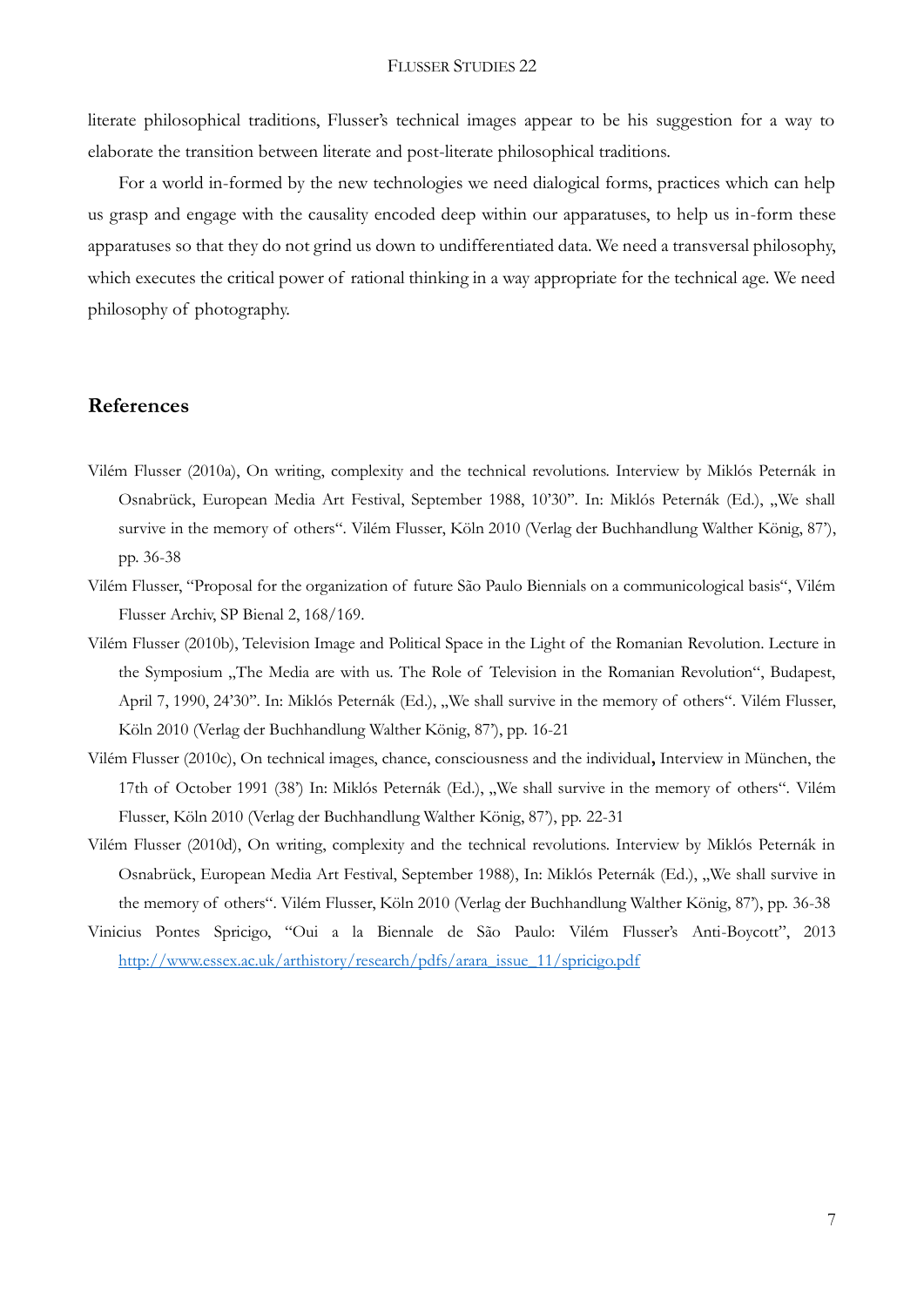literate philosophical traditions, Flusser's technical images appear to be his suggestion for a way to elaborate the transition between literate and post-literate philosophical traditions.

For a world in-formed by the new technologies we need dialogical forms, practices which can help us grasp and engage with the causality encoded deep within our apparatuses, to help us in-form these apparatuses so that they do not grind us down to undifferentiated data. We need a transversal philosophy, which executes the critical power of rational thinking in a way appropriate for the technical age. We need philosophy of photography.

## References

Vilém Flusser (2010a), On writing, complexity and the technical revolutions. Interview by Miklós Peternák in Osnabrück, European Media Art Festival, September 1988, 10'30". In: Miklós Peternák (Ed.), „We shall survive in the memory of others". Vilém Flusser, Köln 2010 (Verlag der Buchhandlung Walther König, 87'), pp. 36-38

Vilém Flusser, "Proposal for the organization of future São Paulo Biennials on a communicological basis", Vilém Flusser Archiv, SP Bienal 2, 168/169.

Vilém Flusser (2010b), Television Image and Political Space in the Light of the Romanian Revolution. Lecture in the Symposium „The Media are with us. The Role of Television in the Romanian Revolution", Budapest, April 7, 1990, 24'30". In: Miklós Peternák (Ed.), „We shall survive in the memory of others". Vilém Flusser, Köln 2010 (Verlag der Buchhandlung Walther König, 87'), pp. 16-21

Vilém Flusser (2010c), On technical images, chance, consciousness and the individual**,** Interview in München, the 17th of October 1991 (38') In: Miklós Peternák (Ed.), „We shall survive in the memory of others". Vilém Flusser, Köln 2010 (Verlag der Buchhandlung Walther König, 87'), pp. 22-31

Vilém Flusser (2010d), On writing, complexity and the technical revolutions. Interview by Miklós Peternák in Osnabrück, European Media Art Festival, September 1988), In: Miklós Peternák (Ed.), „We shall survive in the memory of others". Vilém Flusser, Köln 2010 (Verlag der Buchhandlung Walther König, 87'), pp. 36-38

Vinicius Pontes Spricigo, "Oui a la Biennale de São Paulo: Vilém Flusser's Anti-Boycott", 2013 http://www.essex.ac.uk/arthistory/research/pdfs/arara_issue_11/spricigo.pdf